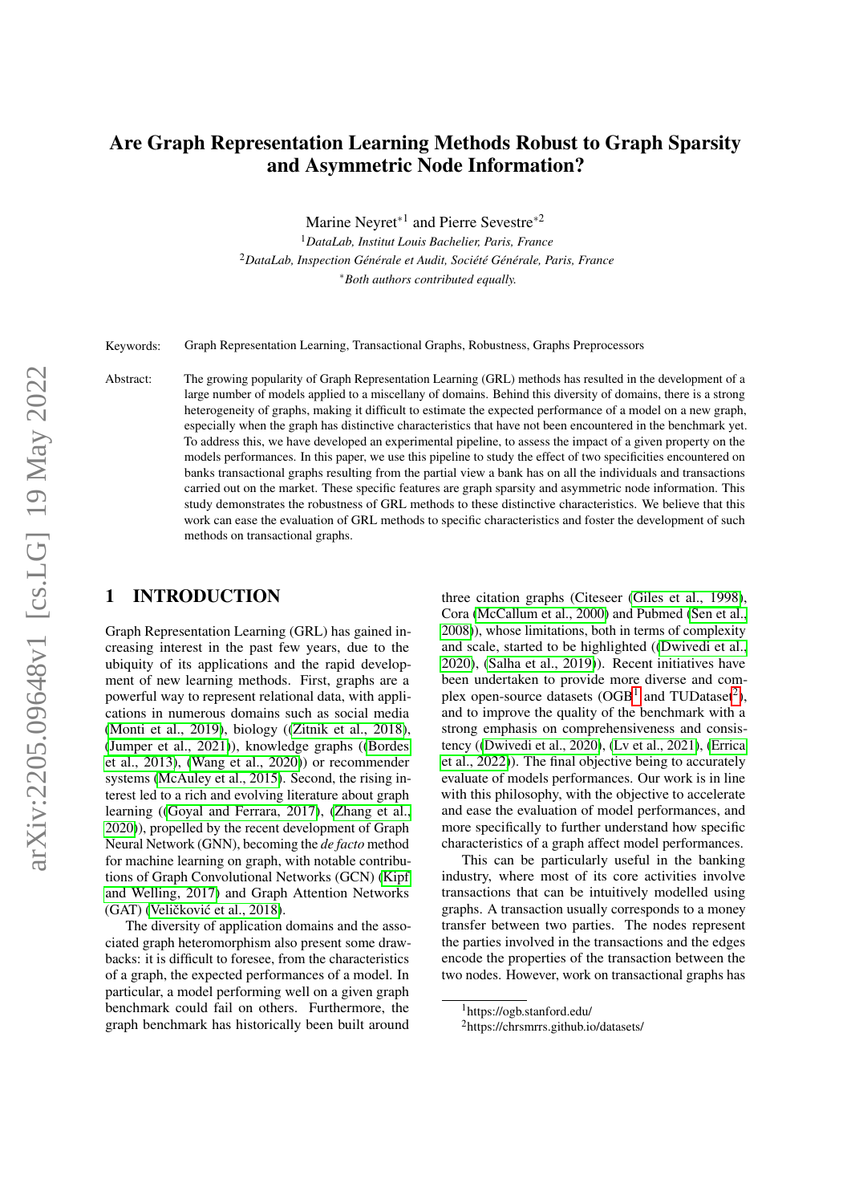# Are Graph Representation Learning Methods Robust to Graph Sparsity and Asymmetric Node Information?

Marine Neyret*[1] and Pierre Sevestre*[2]

[1]*DataLab, Institut Louis Bachelier, Paris, France*
[2]*DataLab, Inspection Générale et Audit, Société Générale, Paris, France*
**Both authors contributed equally.*

Keywords: Graph Representation Learning, Transactional Graphs, Robustness, Graphs Preprocessors

Abstract: The growing popularity of Graph Representation Learning (GRL) methods has resulted in the development of a large number of models applied to a miscellany of domains. Behind this diversity of domains, there is a strong heterogeneity of graphs, making it difficult to estimate the expected performance of a model on a new graph, especially when the graph has distinctive characteristics that have not been encountered in the benchmark yet. To address this, we have developed an experimental pipeline, to assess the impact of a given property on the models performances. In this paper, we use this pipeline to study the effect of two specificities encountered on banks transactional graphs resulting from the partial view a bank has on all the individuals and transactions carried out on the market. These specific features are graph sparsity and asymmetric node information. This study demonstrates the robustness of GRL methods to these distinctive characteristics. We believe that this work can ease the evaluation of GRL methods to specific characteristics and foster the development of such methods on transactional graphs.

## 1 INTRODUCTION

Graph Representation Learning (GRL) has gained increasing interest in the past few years, due to the ubiquity of its applications and the rapid development of new learning methods. First, graphs are a powerful way to represent relational data, with applications in numerous domains such as social media (Monti et al., 2019), biology ((Zitnik et al., 2018), (Jumper et al., 2021)), knowledge graphs ((Bordes et al., 2013), (Wang et al., 2020)) or recommender systems (McAuley et al., 2015). Second, the rising interest led to a rich and evolving literature about graph learning ((Goyal and Ferrara, 2017), (Zhang et al., 2020)), propelled by the recent development of Graph Neural Network (GNN), becoming the *de facto* method for machine learning on graph, with notable contributions of Graph Convolutional Networks (GCN) (Kipf and Welling, 2017) and Graph Attention Networks (GAT) (Veličković et al., 2018).

The diversity of application domains and the associated graph heteromorphism also present some drawbacks: it is difficult to foresee, from the characteristics of a graph, the expected performances of a model. In particular, a model performing well on a given graph benchmark could fail on others. Furthermore, the graph benchmark has historically been built around three citation graphs (Citeseer (Giles et al., 1998), Cora (McCallum et al., 2000) and Pubmed (Sen et al., 2008)), whose limitations, both in terms of complexity and scale, started to be highlighted ((Dwivedi et al., 2020), (Salha et al., 2019)). Recent initiatives have been undertaken to provide more diverse and complex open-source datasets (OGB[1] and TUDataset[2]), and to improve the quality of the benchmark with a strong emphasis on comprehensiveness and consistency ((Dwivedi et al., 2020), (Lv et al., 2021), (Errica et al., 2022)). The final objective being to accurately evaluate of models performances. Our work is in line with this philosophy, with the objective to accelerate and ease the evaluation of model performances, and more specifically to further understand how specific characteristics of a graph affect model performances.

This can be particularly useful in the banking industry, where most of its core activities involve transactions that can be intuitively modelled using graphs. A transaction usually corresponds to a money transfer between two parties. The nodes represent the parties involved in the transactions and the edges encode the properties of the transaction between the two nodes. However, work on transactional graphs has

[1]https://ogb.stanford.edu/
[2]https://chrsmrrs.github.io/datasets/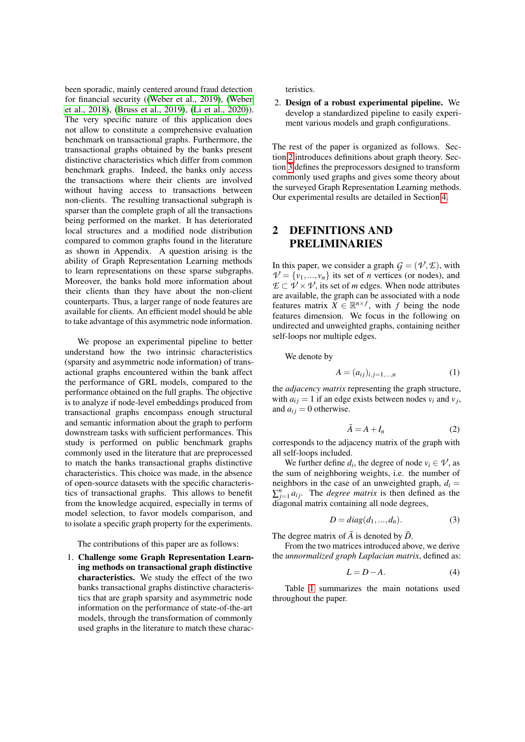been sporadic, mainly centered around fraud detection for financial security ((Weber et al., 2019), (Weber et al., 2018), (Bruss et al., 2019), (Li et al., 2020)). The very specific nature of this application does not allow to constitute a comprehensive evaluation benchmark on transactional graphs. Furthermore, the transactional graphs obtained by the banks present distinctive characteristics which differ from common benchmark graphs. Indeed, the banks only access the transactions where their clients are involved without having access to transactions between non-clients. The resulting transactional subgraph is sparser than the complete graph of all the transactions being performed on the market. It has deteriorated local structures and a modified node distribution compared to common graphs found in the literature as shown in Appendix. A question arising is the ability of Graph Representation Learning methods to learn representations on these sparse subgraphs. Moreover, the banks hold more information about their clients than they have about the non-client counterparts. Thus, a larger range of node features are available for clients. An efficient model should be able to take advantage of this asymmetric node information.

We propose an experimental pipeline to better understand how the two intrinsic characteristics (sparsity and asymmetric node information) of transactional graphs encountered within the bank affect the performance of GRL models, compared to the performance obtained on the full graphs. The objective is to analyze if node-level embeddings produced from transactional graphs encompass enough structural and semantic information about the graph to perform downstream tasks with sufficient performances. This study is performed on public benchmark graphs commonly used in the literature that are preprocessed to match the banks transactional graphs distinctive characteristics. This choice was made, in the absence of open-source datasets with the specific characteristics of transactional graphs. This allows to benefit from the knowledge acquired, especially in terms of model selection, to favor models comparison, and to isolate a specific graph property for the experiments.

The contributions of this paper are as follows:

1. **Challenge some Graph Representation Learning methods on transactional graph distinctive characteristics.** We study the effect of the two banks transactional graphs distinctive characteristics that are graph sparsity and asymmetric node information on the performance of state-of-the-art models, through the transformation of commonly used graphs in the literature to match these characteristics.
2. **Design of a robust experimental pipeline.** We develop a standardized pipeline to easily experiment various models and graph configurations.

The rest of the paper is organized as follows. Section 2 introduces definitions about graph theory. Section 3 defines the preprocessors designed to transform commonly used graphs and gives some theory about the surveyed Graph Representation Learning methods. Our experimental results are detailed in Section 4.

## 2 DEFINITIONS AND PRELIMINARIES

In this paper, we consider a graph $\mathcal{G} = (\mathcal{V}, \mathcal{E})$, with $\mathcal{V} = \{v_1, ..., v_n\}$ its set of $n$ vertices (or nodes), and $\mathcal{E} \subset \mathcal{V} \times \mathcal{V}$, its set of $m$ edges. When node attributes are available, the graph can be associated with a node features matrix $X \in \mathbb{R}^{n \times f}$, with $f$ being the node features dimension. We focus in the following on undirected and unweighted graphs, containing neither self-loops nor multiple edges.

We denote by

$$A = (a_{ij})_{i,j=1,...,n} \tag{1}$$

the *adjacency matrix* representing the graph structure, with $a_{ij} = 1$ if an edge exists between nodes $v_i$ and $v_j$, and $a_{ij} = 0$ otherwise.

$$\tilde{A} = A + I_n \tag{2}$$

corresponds to the adjacency matrix of the graph with all self-loops included.

We further define $d_i$, the degree of node $v_i \in \mathcal{V}$, as the sum of neighboring weights, i.e. the number of neighbors in the case of an unweighted graph, $d_i = \sum_{j=1}^{n} a_{ij}$. The *degree matrix* is then defined as the diagonal matrix containing all node degrees,

$$D = diag(d_1, ..., d_n). \tag{3}$$

The degree matrix of $\tilde{A}$ is denoted by $\tilde{D}$.

From the two matrices introduced above, we derive the *unnormalized graph Laplacian matrix*, defined as:

$$L = D - A. \tag{4}$$

Table 1 summarizes the main notations used throughout the paper.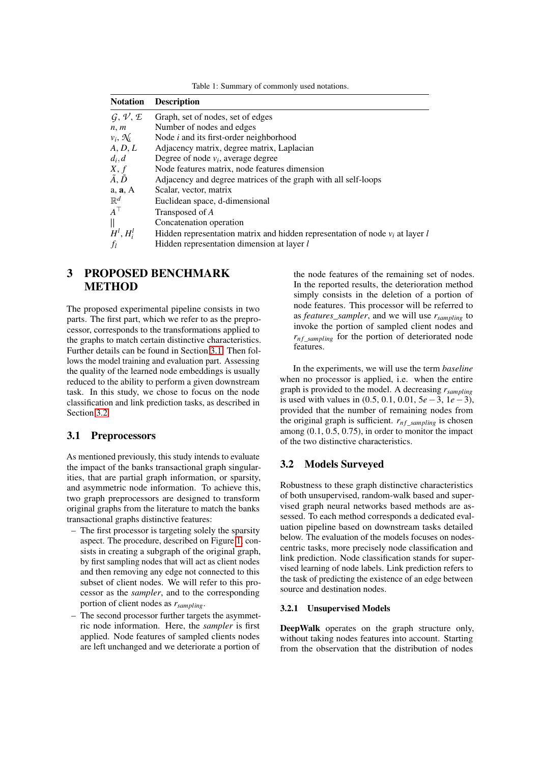Table 1: Summary of commonly used notations.

| Notation | Description |
|---|---|
| $\mathcal{G}$, $\mathcal{V}$, $\mathcal{E}$ | Graph, set of nodes, set of edges |
| $n$, $m$ | Number of nodes and edges |
| $v_i$, $\mathcal{N}_i$ | Node $i$ and its first-order neighborhood |
| $A$, $D$, $L$ | Adjacency matrix, degree matrix, Laplacian |
| $d_i, d$ | Degree of node $v_i$, average degree |
| $X$, $f$ | Node features matrix, node features dimension |
| $\tilde{A}$, $\tilde{D}$ | Adjacency and degree matrices of the graph with all self-loops |
| a, **a**, A | Scalar, vector, matrix |
| $\mathbb{R}^d$ | Euclidean space, d-dimensional |
| $A^\top$ | Transposed of $A$ |
| $\|\|$ | Concatenation operation |
| $H^l$, $H_i^l$ | Hidden representation matrix and hidden representation of node $v_i$ at layer $l$ |
| $f_l$ | Hidden representation dimension at layer $l$ |

# 3 PROPOSED BENCHMARK METHOD

The proposed experimental pipeline consists in two parts. The first part, which we refer to as the preprocessor, corresponds to the transformations applied to the graphs to match certain distinctive characteristics. Further details can be found in Section 3.1. Then follows the model training and evaluation part. Assessing the quality of the learned node embeddings is usually reduced to the ability to perform a given downstream task. In this study, we chose to focus on the node classification and link prediction tasks, as described in Section 3.2.

## 3.1 Preprocessors

As mentioned previously, this study intends to evaluate the impact of the banks transactional graph singularities, that are partial graph information, or sparsity, and asymmetric node information. To achieve this, two graph preprocessors are designed to transform original graphs from the literature to match the banks transactional graphs distinctive features:

- The first processor is targeting solely the sparsity aspect. The procedure, described on Figure 1, consists in creating a subgraph of the original graph, by first sampling nodes that will act as client nodes and then removing any edge not connected to this subset of client nodes. We will refer to this processor as the *sampler*, and to the corresponding portion of client nodes as $r_{sampling}$.
- The second processor further targets the asymmetric node information. Here, the *sampler* is first applied. Node features of sampled clients nodes are left unchanged and we deteriorate a portion of the node features of the remaining set of nodes. In the reported results, the deterioration method simply consists in the deletion of a portion of node features. This processor will be referred to as *features_sampler*, and we will use $r_{sampling}$ to invoke the portion of sampled client nodes and $r_{nf\_sampling}$ for the portion of deteriorated node features.

In the experiments, we will use the term *baseline* when no processor is applied, i.e. when the entire graph is provided to the model. A decreasing $r_{sampling}$ is used with values in (0.5, 0.1, 0.01, $5e-3$, $1e-3$), provided that the number of remaining nodes from the original graph is sufficient. $r_{nf\_sampling}$ is chosen among (0.1, 0.5, 0.75), in order to monitor the impact of the two distinctive characteristics.

## 3.2 Models Surveyed

Robustness to these graph distinctive characteristics of both unsupervised, random-walk based and supervised graph neural networks based methods are assessed. To each method corresponds a dedicated evaluation pipeline based on downstream tasks detailed below. The evaluation of the models focuses on nodes-centric tasks, more precisely node classification and link prediction. Node classification stands for supervised learning of node labels. Link prediction refers to the task of predicting the existence of an edge between source and destination nodes.

### 3.2.1 Unsupervised Models

**DeepWalk** operates on the graph structure only, without taking nodes features into account. Starting from the observation that the distribution of nodes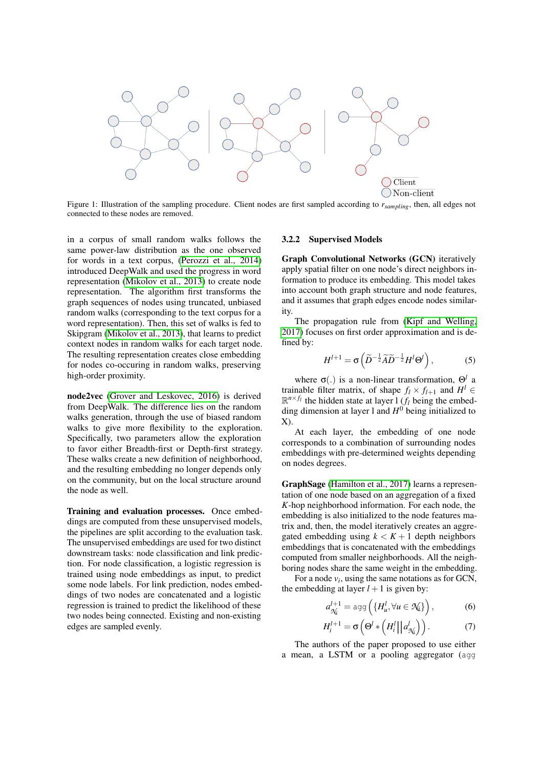Figure 1: Illustration of the sampling procedure. Client nodes are first sampled according to $r_{sampling}$, then, all edges not connected to these nodes are removed.

in a corpus of small random walks follows the same power-law distribution as the one observed for words in a text corpus, (Perozzi et al., 2014) introduced DeepWalk and used the progress in word representation (Mikolov et al., 2013) to create node representation. The algorithm first transforms the graph sequences of nodes using truncated, unbiased random walks (corresponding to the text corpus for a word representation). Then, this set of walks is fed to Skipgram (Mikolov et al., 2013), that learns to predict context nodes in random walks for each target node. The resulting representation creates close embedding for nodes co-occuring in random walks, preserving high-order proximity.

**node2vec** (Grover and Leskovec, 2016) is derived from DeepWalk. The difference lies on the random walks generation, through the use of biased random walks to give more flexibility to the exploration. Specifically, two parameters allow the exploration to favor either Breadth-first or Depth-first strategy. These walks create a new definition of neighborhood, and the resulting embedding no longer depends only on the community, but on the local structure around the node as well.

**Training and evaluation processes.** Once embeddings are computed from these unsupervised models, the pipelines are split according to the evaluation task. The unsupervised embeddings are used for two distinct downstream tasks: node classification and link prediction. For node classification, a logistic regression is trained using node embeddings as input, to predict some node labels. For link prediction, nodes embeddings of two nodes are concatenated and a logistic regression is trained to predict the likelihood of these two nodes being connected. Existing and non-existing edges are sampled evenly.

### 3.2.2 Supervised Models

**Graph Convolutional Networks (GCN)** iteratively apply spatial filter on one node's direct neighbors information to produce its embedding. This model takes into account both graph structure and node features, and it assumes that graph edges encode nodes similarity.

The propagation rule from (Kipf and Welling, 2017) focuses on first order approximation and is defined by:

$$H^{l+1} = \sigma\left(\widetilde{D}^{-\frac{1}{2}}\widetilde{A}\widetilde{D}^{-\frac{1}{2}}H^{l}\Theta^{l}\right), \tag{5}$$

where $\sigma(.)$ is a non-linear transformation, $\Theta^{l}$ a trainable filter matrix, of shape $f_l \times f_{l+1}$ and $H^l \in \mathbb{R}^{n \times f_l}$ the hidden state at layer l ($f_l$ being the embedding dimension at layer l and $H^0$ being initialized to X).

At each layer, the embedding of one node corresponds to a combination of surrounding nodes embeddings with pre-determined weights depending on nodes degrees.

**GraphSage** (Hamilton et al., 2017) learns a representation of one node based on an aggregation of a fixed $K$-hop neighborhood information. For each node, the embedding is also initialized to the node features matrix and, then, the model iteratively creates an aggregated embedding using $k < K+1$ depth neighbors embeddings that is concatenated with the embeddings computed from smaller neighborhoods. All the neighboring nodes share the same weight in the embedding.

For a node $v_i$, using the same notations as for GCN, the embedding at layer $l+1$ is given by:

$$a_{\mathcal{N}_i}^{l+1} = \texttt{agg}\left(\{H_u^l, \forall u \in \mathcal{N}_i\}\right), \tag{6}$$

$$H_i^{l+1} = \sigma\left(\Theta^l * \left(H_i^l || a_{\mathcal{N}_i}^l\right)\right). \tag{7}$$

The authors of the paper proposed to use either a mean, a LSTM or a pooling aggregator (agg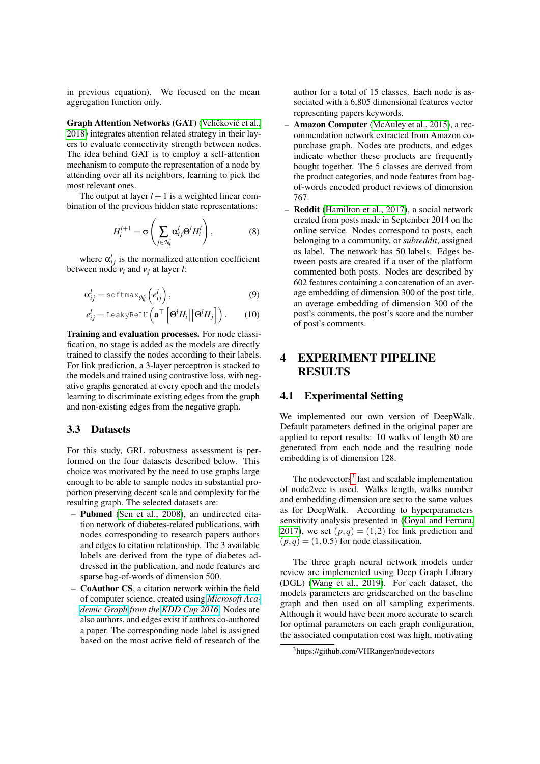in previous equation). We focused on the mean aggregation function only.

**Graph Attention Networks (GAT)** (Veličković et al., 2018) integrates attention related strategy in their layers to evaluate connectivity strength between nodes. The idea behind GAT is to employ a self-attention mechanism to compute the representation of a node by attending over all its neighbors, learning to pick the most relevant ones.

The output at layer $l+1$ is a weighted linear combination of the previous hidden state representations:

$$H_i^{l+1} = \sigma\left(\sum_{j\in\mathcal{N}_i} \alpha_{ij}^l \Theta^l H_i^l\right), \tag{8}$$

where $\alpha_{ij}^l$ is the normalized attention coefficient between node $v_i$ and $v_j$ at layer $l$:

$$\alpha_{ij}^l = \texttt{softmax}_{\mathcal{N}_i}\left(e_{ij}^l\right), \tag{9}$$

$$e_{ij}^l = \texttt{LeakyReLU}\left(\mathbf{a}^\top \left[\Theta^l H_i \middle\| \Theta^l H_j\right]\right). \tag{10}$$

**Training and evaluation processes.** For node classification, no stage is added as the models are directly trained to classify the nodes according to their labels. For link prediction, a 3-layer perceptron is stacked to the models and trained using contrastive loss, with negative graphs generated at every epoch and the models learning to discriminate existing edges from the graph and non-existing edges from the negative graph.

### 3.3 Datasets

For this study, GRL robustness assessment is performed on the four datasets described below. This choice was motivated by the need to use graphs large enough to be able to sample nodes in substantial proportion preserving decent scale and complexity for the resulting graph. The selected datasets are:

- **Pubmed** (Sen et al., 2008), an undirected citation network of diabetes-related publications, with nodes corresponding to research papers authors and edges to citation relationship. The 3 available labels are derived from the type of diabetes addressed in the publication, and node features are sparse bag-of-words of dimension 500.
- **CoAuthor CS**, a citation network within the field of computer science, created using *Microsoft Academic Graph from the KDD Cup 2016*. Nodes are also authors, and edges exist if authors co-authored a paper. The corresponding node label is assigned based on the most active field of research of the author for a total of 15 classes. Each node is associated with a 6,805 dimensional features vector representing papers keywords.
- **Amazon Computer** (McAuley et al., 2015), a recommendation network extracted from Amazon co-purchase graph. Nodes are products, and edges indicate whether these products are frequently bought together. The 5 classes are derived from the product categories, and node features from bag-of-words encoded product reviews of dimension 767.
- **Reddit** (Hamilton et al., 2017), a social network created from posts made in September 2014 on the online service. Nodes correspond to posts, each belonging to a community, or *subreddit*, assigned as label. The network has 50 labels. Edges between posts are created if a user of the platform commented both posts. Nodes are described by 602 features containing a concatenation of an average embedding of dimension 300 of the post title, an average embedding of dimension 300 of the post's comments, the post's score and the number of post's comments.

## 4 EXPERIMENT PIPELINE RESULTS

### 4.1 Experimental Setting

We implemented our own version of DeepWalk. Default parameters defined in the original paper are applied to report results: 10 walks of length 80 are generated from each node and the resulting node embedding is of dimension 128.

The nodevectors[3] fast and scalable implementation of node2vec is used. Walks length, walks number and embedding dimension are set to the same values as for DeepWalk. According to hyperparameters sensitivity analysis presented in (Goyal and Ferrara, 2017), we set $(p,q) = (1,2)$ for link prediction and $(p,q) = (1,0.5)$ for node classification.

The three graph neural network models under review are implemented using Deep Graph Library (DGL) (Wang et al., 2019). For each dataset, the models parameters are gridsearched on the baseline graph and then used on all sampling experiments. Although it would have been more accurate to search for optimal parameters on each graph configuration, the associated computation cost was high, motivating

[3] https://github.com/VHRanger/nodevectors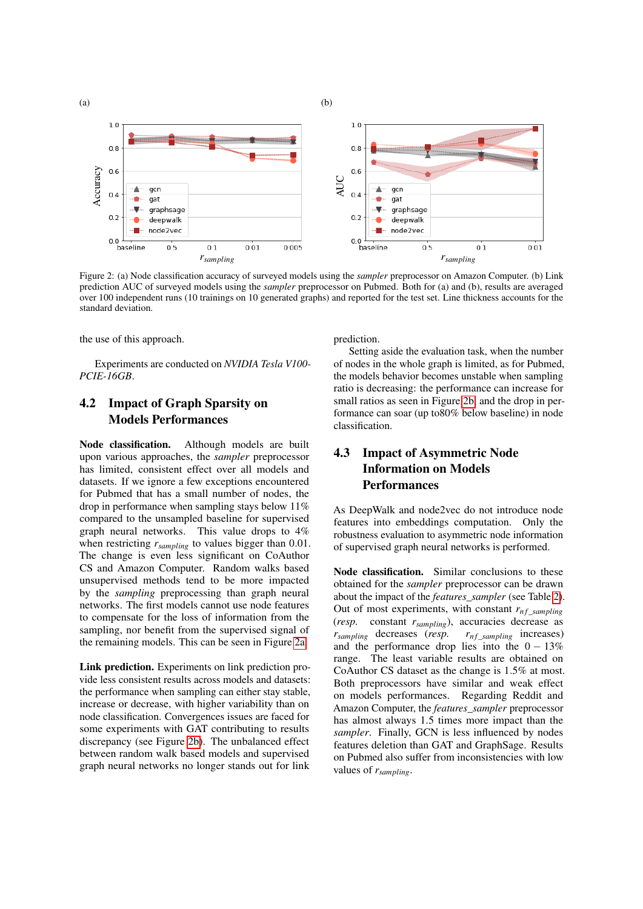Figure 2: (a) Node classification accuracy of surveyed models using the *sampler* preprocessor on Amazon Computer. (b) Link prediction AUC of surveyed models using the *sampler* preprocessor on Pubmed. Both for (a) and (b), results are averaged over 100 independent runs (10 trainings on 10 generated graphs) and reported for the test set. Line thickness accounts for the standard deviation.

the use of this approach.

Experiments are conducted on *NVIDIA Tesla V100-PCIE-16GB*.

## 4.2 Impact of Graph Sparsity on Models Performances

**Node classification.** Although models are built upon various approaches, the *sampler* preprocessor has limited, consistent effect over all models and datasets. If we ignore a few exceptions encountered for Pubmed that has a small number of nodes, the drop in performance when sampling stays below 11% compared to the unsampled baseline for supervised graph neural networks. This value drops to 4% when restricting $r_{sampling}$ to values bigger than 0.01. The change is even less significant on CoAuthor CS and Amazon Computer. Random walks based unsupervised methods tend to be more impacted by the *sampling* preprocessing than graph neural networks. The first models cannot use node features to compensate for the loss of information from the sampling, nor benefit from the supervised signal of the remaining models. This can be seen in Figure 2a.

**Link prediction.** Experiments on link prediction provide less consistent results across models and datasets: the performance when sampling can either stay stable, increase or decrease, with higher variability than on node classification. Convergences issues are faced for some experiments with GAT contributing to results discrepancy (see Figure 2b). The unbalanced effect between random walk based models and supervised graph neural networks no longer stands out for link prediction.

Setting aside the evaluation task, when the number of nodes in the whole graph is limited, as for Pubmed, the models behavior becomes unstable when sampling ratio is decreasing: the performance can increase for small ratios as seen in Figure 2b and the drop in performance can soar (up to80% below baseline) in node classification.

## 4.3 Impact of Asymmetric Node Information on Models Performances

As DeepWalk and node2vec do not introduce node features into embeddings computation. Only the robustness evaluation to asymmetric node information of supervised graph neural networks is performed.

**Node classification.** Similar conclusions to these obtained for the *sampler* preprocessor can be drawn about the impact of the *features_sampler* (see Table 2). Out of most experiments, with constant $r_{nf\_sampling}$ (*resp.* constant $r_{sampling}$), accuracies decrease as $r_{sampling}$ decreases (*resp.* $r_{nf\_sampling}$ increases) and the performance drop lies into the $0-13\%$ range. The least variable results are obtained on CoAuthor CS dataset as the change is 1.5% at most. Both preprocessors have similar and weak effect on models performances. Regarding Reddit and Amazon Computer, the *features_sampler* preprocessor has almost always 1.5 times more impact than the *sampler*. Finally, GCN is less influenced by nodes features deletion than GAT and GraphSage. Results on Pubmed also suffer from inconsistencies with low values of $r_{sampling}$.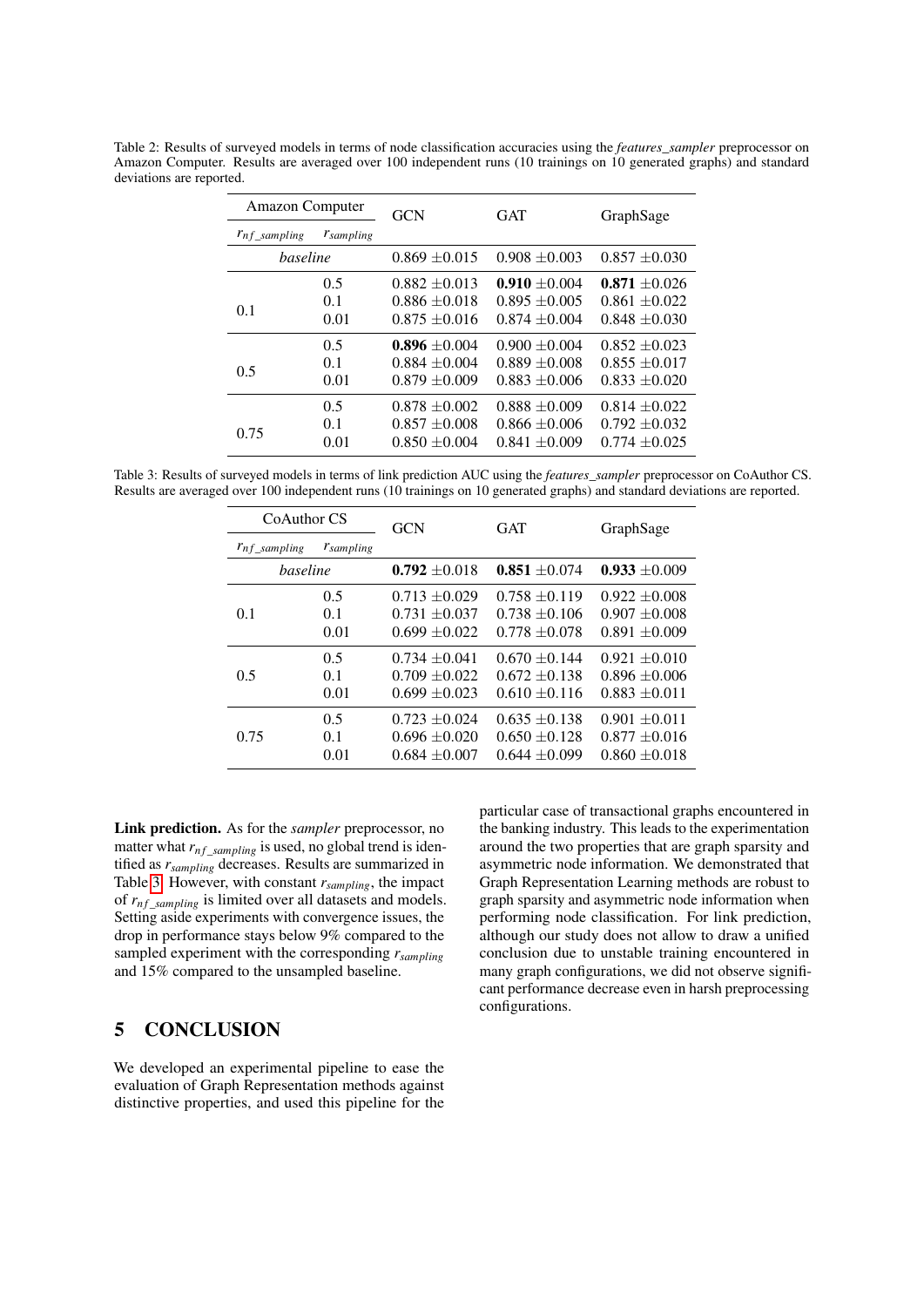Table 2: Results of surveyed models in terms of node classification accuracies using the *features_sampler* preprocessor on Amazon Computer. Results are averaged over 100 independent runs (10 trainings on 10 generated graphs) and standard deviations are reported.

| Amazon Computer | | GCN | GAT | GraphSage |
|---|---|---|---|---|
| $r_{nf\_sampling}$ | $r_{sampling}$ | | | |
| *baseline* | | 0.869 ±0.015 | 0.908 ±0.003 | 0.857 ±0.030 |
| 0.1 | 0.5 | 0.882 ±0.013 | **0.910** ±0.004 | **0.871** ±0.026 |
| | 0.1 | 0.886 ±0.018 | 0.895 ±0.005 | 0.861 ±0.022 |
| | 0.01 | 0.875 ±0.016 | 0.874 ±0.004 | 0.848 ±0.030 |
| 0.5 | 0.5 | **0.896** ±0.004 | 0.900 ±0.004 | 0.852 ±0.023 |
| | 0.1 | 0.884 ±0.004 | 0.889 ±0.008 | 0.855 ±0.017 |
| | 0.01 | 0.879 ±0.009 | 0.883 ±0.006 | 0.833 ±0.020 |
| 0.75 | 0.5 | 0.878 ±0.002 | 0.888 ±0.009 | 0.814 ±0.022 |
| | 0.1 | 0.857 ±0.008 | 0.866 ±0.006 | 0.792 ±0.032 |
| | 0.01 | 0.850 ±0.004 | 0.841 ±0.009 | 0.774 ±0.025 |

Table 3: Results of surveyed models in terms of link prediction AUC using the *features_sampler* preprocessor on CoAuthor CS. Results are averaged over 100 independent runs (10 trainings on 10 generated graphs) and standard deviations are reported.

| CoAuthor CS | | GCN | GAT | GraphSage |
|---|---|---|---|---|
| $r_{nf\_sampling}$ | $r_{sampling}$ | | | |
| *baseline* | | **0.792** ±0.018 | **0.851** ±0.074 | **0.933** ±0.009 |
| 0.1 | 0.5 | 0.713 ±0.029 | 0.758 ±0.119 | 0.922 ±0.008 |
| | 0.1 | 0.731 ±0.037 | 0.738 ±0.106 | 0.907 ±0.008 |
| | 0.01 | 0.699 ±0.022 | 0.778 ±0.078 | 0.891 ±0.009 |
| 0.5 | 0.5 | 0.734 ±0.041 | 0.670 ±0.144 | 0.921 ±0.010 |
| | 0.1 | 0.709 ±0.022 | 0.672 ±0.138 | 0.896 ±0.006 |
| | 0.01 | 0.699 ±0.023 | 0.610 ±0.116 | 0.883 ±0.011 |
| 0.75 | 0.5 | 0.723 ±0.024 | 0.635 ±0.138 | 0.901 ±0.011 |
| | 0.1 | 0.696 ±0.020 | 0.650 ±0.128 | 0.877 ±0.016 |
| | 0.01 | 0.684 ±0.007 | 0.644 ±0.099 | 0.860 ±0.018 |

**Link prediction.** As for the *sampler* preprocessor, no matter what $r_{nf\_sampling}$ is used, no global trend is identified as $r_{sampling}$ decreases. Results are summarized in Table 3. However, with constant $r_{sampling}$, the impact of $r_{nf\_sampling}$ is limited over all datasets and models. Setting aside experiments with convergence issues, the drop in performance stays below 9% compared to the sampled experiment with the corresponding $r_{sampling}$ and 15% compared to the unsampled baseline.

## 5 CONCLUSION

We developed an experimental pipeline to ease the evaluation of Graph Representation methods against distinctive properties, and used this pipeline for the particular case of transactional graphs encountered in the banking industry. This leads to the experimentation around the two properties that are graph sparsity and asymmetric node information. We demonstrated that Graph Representation Learning methods are robust to graph sparsity and asymmetric node information when performing node classification. For link prediction, although our study does not allow to draw a unified conclusion due to unstable training encountered in many graph configurations, we did not observe significant performance decrease even in harsh preprocessing configurations.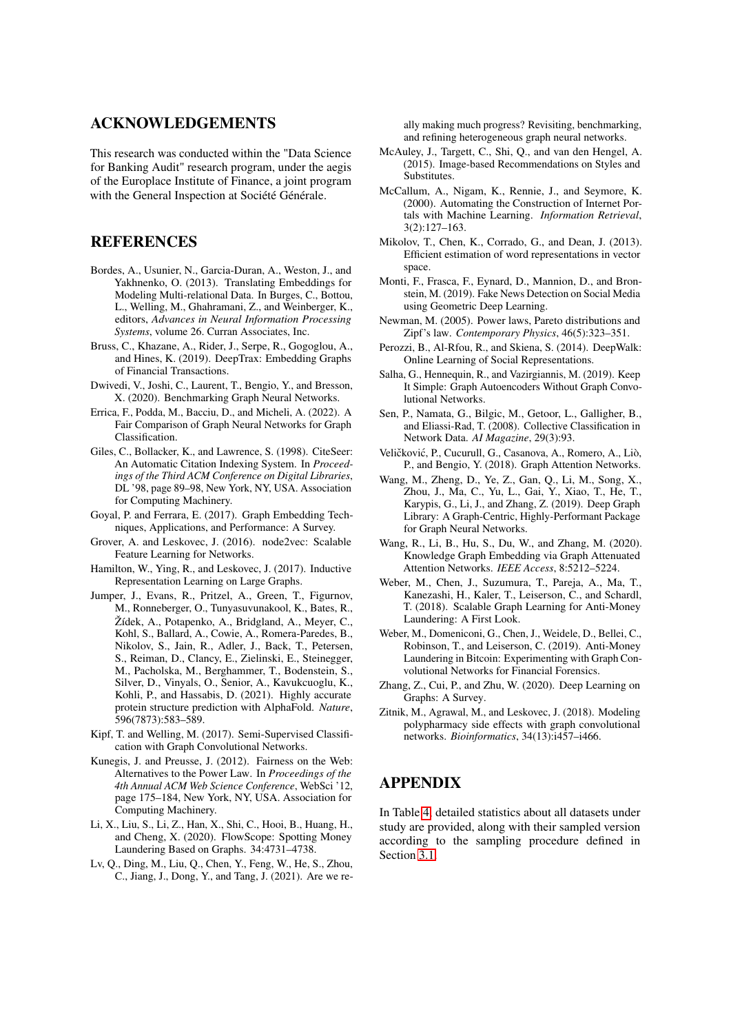## ACKNOWLEDGEMENTS

This research was conducted within the "Data Science for Banking Audit" research program, under the aegis of the Europlace Institute of Finance, a joint program with the General Inspection at Société Générale.

## REFERENCES

Bordes, A., Usunier, N., Garcia-Duran, A., Weston, J., and Yakhnenko, O. (2013). Translating Embeddings for Modeling Multi-relational Data. In Burges, C., Bottou, L., Welling, M., Ghahramani, Z., and Weinberger, K., editors, *Advances in Neural Information Processing Systems*, volume 26. Curran Associates, Inc.

Bruss, C., Khazane, A., Rider, J., Serpe, R., Gogoglou, A., and Hines, K. (2019). DeepTrax: Embedding Graphs of Financial Transactions.

Dwivedi, V., Joshi, C., Laurent, T., Bengio, Y., and Bresson, X. (2020). Benchmarking Graph Neural Networks.

Errica, F., Podda, M., Bacciu, D., and Micheli, A. (2022). A Fair Comparison of Graph Neural Networks for Graph Classification.

Giles, C., Bollacker, K., and Lawrence, S. (1998). CiteSeer: An Automatic Citation Indexing System. In *Proceedings of the Third ACM Conference on Digital Libraries*, DL '98, page 89–98, New York, NY, USA. Association for Computing Machinery.

Goyal, P. and Ferrara, E. (2017). Graph Embedding Techniques, Applications, and Performance: A Survey.

Grover, A. and Leskovec, J. (2016). node2vec: Scalable Feature Learning for Networks.

Hamilton, W., Ying, R., and Leskovec, J. (2017). Inductive Representation Learning on Large Graphs.

Jumper, J., Evans, R., Pritzel, A., Green, T., Figurnov, M., Ronneberger, O., Tunyasuvunakool, K., Bates, R., Žídek, A., Potapenko, A., Bridgland, A., Meyer, C., Kohl, S., Ballard, A., Cowie, A., Romera-Paredes, B., Nikolov, S., Jain, R., Adler, J., Back, T., Petersen, S., Reiman, D., Clancy, E., Zielinski, E., Steinegger, M., Pacholska, M., Berghammer, T., Bodenstein, S., Silver, D., Vinyals, O., Senior, A., Kavukcuoglu, K., Kohli, P., and Hassabis, D. (2021). Highly accurate protein structure prediction with AlphaFold. *Nature*, 596(7873):583–589.

Kipf, T. and Welling, M. (2017). Semi-Supervised Classification with Graph Convolutional Networks.

Kunegis, J. and Preusse, J. (2012). Fairness on the Web: Alternatives to the Power Law. In *Proceedings of the 4th Annual ACM Web Science Conference*, WebSci '12, page 175–184, New York, NY, USA. Association for Computing Machinery.

Li, X., Liu, S., Li, Z., Han, X., Shi, C., Hooi, B., Huang, H., and Cheng, X. (2020). FlowScope: Spotting Money Laundering Based on Graphs. 34:4731–4738.

Lv, Q., Ding, M., Liu, Q., Chen, Y., Feng, W., He, S., Zhou, C., Jiang, J., Dong, Y., and Tang, J. (2021). Are we really making much progress? Revisiting, benchmarking, and refining heterogeneous graph neural networks.

McAuley, J., Targett, C., Shi, Q., and van den Hengel, A. (2015). Image-based Recommendations on Styles and Substitutes.

McCallum, A., Nigam, K., Rennie, J., and Seymore, K. (2000). Automating the Construction of Internet Portals with Machine Learning. *Information Retrieval*, 3(2):127–163.

Mikolov, T., Chen, K., Corrado, G., and Dean, J. (2013). Efficient estimation of word representations in vector space.

Monti, F., Frasca, F., Eynard, D., Mannion, D., and Bronstein, M. (2019). Fake News Detection on Social Media using Geometric Deep Learning.

Newman, M. (2005). Power laws, Pareto distributions and Zipf's law. *Contemporary Physics*, 46(5):323–351.

Perozzi, B., Al-Rfou, R., and Skiena, S. (2014). DeepWalk: Online Learning of Social Representations.

Salha, G., Hennequin, R., and Vazirgiannis, M. (2019). Keep It Simple: Graph Autoencoders Without Graph Convolutional Networks.

Sen, P., Namata, G., Bilgic, M., Getoor, L., Galligher, B., and Eliassi-Rad, T. (2008). Collective Classification in Network Data. *AI Magazine*, 29(3):93.

Veličković, P., Cucurull, G., Casanova, A., Romero, A., Liò, P., and Bengio, Y. (2018). Graph Attention Networks.

Wang, M., Zheng, D., Ye, Z., Gan, Q., Li, M., Song, X., Zhou, J., Ma, C., Yu, L., Gai, Y., Xiao, T., He, T., Karypis, G., Li, J., and Zhang, Z. (2019). Deep Graph Library: A Graph-Centric, Highly-Performant Package for Graph Neural Networks.

Wang, R., Li, B., Hu, S., Du, W., and Zhang, M. (2020). Knowledge Graph Embedding via Graph Attenuated Attention Networks. *IEEE Access*, 8:5212–5224.

Weber, M., Chen, J., Suzumura, T., Pareja, A., Ma, T., Kanezashi, H., Kaler, T., Leiserson, C., and Schardl, T. (2018). Scalable Graph Learning for Anti-Money Laundering: A First Look.

Weber, M., Domeniconi, G., Chen, J., Weidele, D., Bellei, C., Robinson, T., and Leiserson, C. (2019). Anti-Money Laundering in Bitcoin: Experimenting with Graph Convolutional Networks for Financial Forensics.

Zhang, Z., Cui, P., and Zhu, W. (2020). Deep Learning on Graphs: A Survey.

Zitnik, M., Agrawal, M., and Leskovec, J. (2018). Modeling polypharmacy side effects with graph convolutional networks. *Bioinformatics*, 34(13):i457–i466.

## APPENDIX

In Table 4, detailed statistics about all datasets under study are provided, along with their sampled version according to the sampling procedure defined in Section 3.1.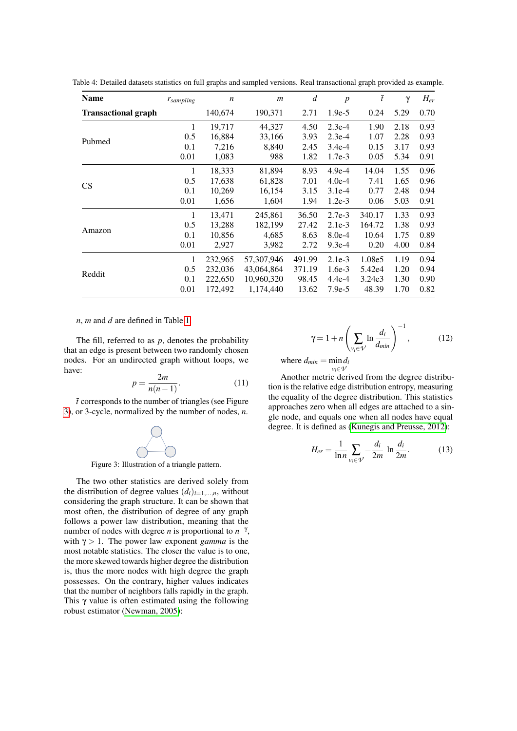Table 4: Detailed datasets statistics on full graphs and sampled versions. Real transactional graph provided as example.

| **Name** | $r_{sampling}$ | $n$ | $m$ | $d$ | $p$ | $\bar{t}$ | $\gamma$ | $H_{er}$ |
|---|---|---|---|---|---|---|---|---|
| **Transactional graph** | | 140,674 | 190,371 | 2.71 | 1.9e-5 | 0.24 | 5.29 | 0.70 |
| Pubmed | 1 | 19,717 | 44,327 | 4.50 | 2.3e-4 | 1.90 | 2.18 | 0.93 |
| | 0.5 | 16,884 | 33,166 | 3.93 | 2.3e-4 | 1.07 | 2.28 | 0.93 |
| | 0.1 | 7,216 | 8,840 | 2.45 | 3.4e-4 | 0.15 | 3.17 | 0.93 |
| | 0.01 | 1,083 | 988 | 1.82 | 1.7e-3 | 0.05 | 5.34 | 0.91 |
| CS | 1 | 18,333 | 81,894 | 8.93 | 4.9e-4 | 14.04 | 1.55 | 0.96 |
| | 0.5 | 17,638 | 61,828 | 7.01 | 4.0e-4 | 7.41 | 1.65 | 0.96 |
| | 0.1 | 10,269 | 16,154 | 3.15 | 3.1e-4 | 0.77 | 2.48 | 0.94 |
| | 0.01 | 1,656 | 1,604 | 1.94 | 1.2e-3 | 0.06 | 5.03 | 0.91 |
| Amazon | 1 | 13,471 | 245,861 | 36.50 | 2.7e-3 | 340.17 | 1.33 | 0.93 |
| | 0.5 | 13,288 | 182,199 | 27.42 | 2.1e-3 | 164.72 | 1.38 | 0.93 |
| | 0.1 | 10,856 | 4,685 | 8.63 | 8.0e-4 | 10.64 | 1.75 | 0.89 |
| | 0.01 | 2,927 | 3,982 | 2.72 | 9.3e-4 | 0.20 | 4.00 | 0.84 |
| Reddit | 1 | 232,965 | 57,307,946 | 491.99 | 2.1e-3 | 1.08e5 | 1.19 | 0.94 |
| | 0.5 | 232,036 | 43,064,864 | 371.19 | 1.6e-3 | 5.42e4 | 1.20 | 0.94 |
| | 0.1 | 222,650 | 10,960,320 | 98.45 | 4.4e-4 | 3.24e3 | 1.30 | 0.90 |
| | 0.01 | 172,492 | 1,174,440 | 13.62 | 7.9e-5 | 48.39 | 1.70 | 0.82 |

$n$, $m$ and $d$ are defined in Table 1.

The fill, referred to as $p$, denotes the probability that an edge is present between two randomly chosen nodes. For an undirected graph without loops, we have:

$$p = \frac{2m}{n(n-1)}. \tag{11}$$

$\bar{t}$ corresponds to the number of triangles (see Figure 3), or 3-cycle, normalized by the number of nodes, $n$.

Figure 3: Illustration of a triangle pattern.

The two other statistics are derived solely from the distribution of degree values $(d_i)_{i=1,\dots,n}$, without considering the graph structure. It can be shown that most often, the distribution of degree of any graph follows a power law distribution, meaning that the number of nodes with degree $n$ is proportional to $n^{-\gamma}$, with $\gamma > 1$. The power law exponent *gamma* is the most notable statistics. The closer the value is to one, the more skewed towards higher degree the distribution is, thus the more nodes with high degree the graph possesses. On the contrary, higher values indicates that the number of neighbors falls rapidly in the graph. This $\gamma$ value is often estimated using the following robust estimator (Newman, 2005):

$$\gamma = 1 + n \left( \sum_{v_i \in \mathcal{V}} \ln \frac{d_i}{d_{min}} \right)^{-1}, \tag{12}$$

where $d_{min} = \min_{v_i \in \mathcal{V}} d_i$

Another metric derived from the degree distribution is the relative edge distribution entropy, measuring the equality of the degree distribution. This statistics approaches zero when all edges are attached to a single node, and equals one when all nodes have equal degree. It is defined as (Kunegis and Preusse, 2012):

$$H_{er} = \frac{1}{\ln n} \sum_{v_i \in \mathcal{V}} -\frac{d_i}{2m} \ln \frac{d_i}{2m}. \tag{13}$$